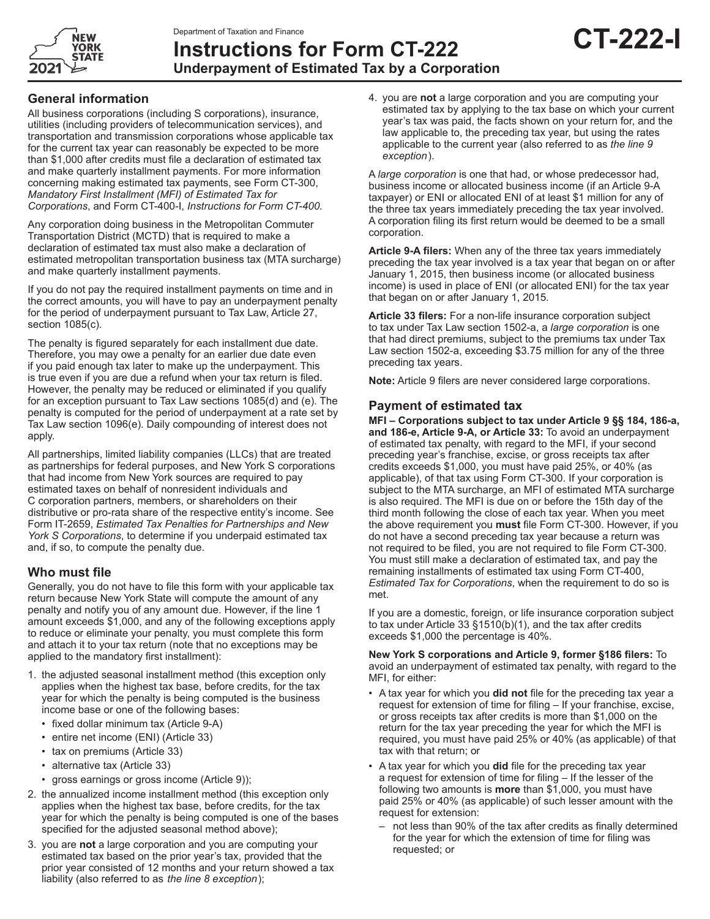Department of Taxation and Finance

# Instructions for Form CT-222

## Underpayment of Estimated Tax by a Corporation

**CT-222-I**

New York State 2021

## General information

All business corporations (including S corporations), insurance, utilities (including providers of telecommunication services), and transportation and transmission corporations whose applicable tax for the current tax year can reasonably be expected to be more than $1,000 after credits must file a declaration of estimated tax and make quarterly installment payments. For more information concerning making estimated tax payments, see Form CT-300, *Mandatory First Installment (MFI) of Estimated Tax for Corporations*, and Form CT-400-I, *Instructions for Form CT-400*.

Any corporation doing business in the Metropolitan Commuter Transportation District (MCTD) that is required to make a declaration of estimated tax must also make a declaration of estimated metropolitan transportation business tax (MTA surcharge) and make quarterly installment payments.

If you do not pay the required installment payments on time and in the correct amounts, you will have to pay an underpayment penalty for the period of underpayment pursuant to Tax Law, Article 27, section 1085(c).

The penalty is figured separately for each installment due date. Therefore, you may owe a penalty for an earlier due date even if you paid enough tax later to make up the underpayment. This is true even if you are due a refund when your tax return is filed. However, the penalty may be reduced or eliminated if you qualify for an exception pursuant to Tax Law sections 1085(d) and (e). The penalty is computed for the period of underpayment at a rate set by Tax Law section 1096(e). Daily compounding of interest does not apply.

All partnerships, limited liability companies (LLCs) that are treated as partnerships for federal purposes, and New York S corporations that had income from New York sources are required to pay estimated taxes on behalf of nonresident individuals and C corporation partners, members, or shareholders on their distributive or pro-rata share of the respective entity's income. See Form IT-2659, *Estimated Tax Penalties for Partnerships and New York S Corporations*, to determine if you underpaid estimated tax and, if so, to compute the penalty due.

## Who must file

Generally, you do not have to file this form with your applicable tax return because New York State will compute the amount of any penalty and notify you of any amount due. However, if the line 1 amount exceeds $1,000, and any of the following exceptions apply to reduce or eliminate your penalty, you must complete this form and attach it to your tax return (note that no exceptions may be applied to the mandatory first installment):

1. the adjusted seasonal installment method (this exception only applies when the highest tax base, before credits, for the tax year for which the penalty is being computed is the business income base or one of the following bases:
   - fixed dollar minimum tax (Article 9-A)
   - entire net income (ENI) (Article 33)
   - tax on premiums (Article 33)
   - alternative tax (Article 33)
   - gross earnings or gross income (Article 9));
2. the annualized income installment method (this exception only applies when the highest tax base, before credits, for the tax year for which the penalty is being computed is one of the bases specified for the adjusted seasonal method above);
3. you are **not** a large corporation and you are computing your estimated tax based on the prior year's tax, provided that the prior year consisted of 12 months and your return showed a tax liability (also referred to as *the line 8 exception*);
4. you are **not** a large corporation and you are computing your estimated tax by applying to the tax base on which your current year's tax was paid, the facts shown on your return for, and the law applicable to, the preceding tax year, but using the rates applicable to the current year (also referred to as *the line 9 exception*).

A *large corporation* is one that had, or whose predecessor had, business income or allocated business income (if an Article 9-A taxpayer) or ENI or allocated ENI of at least $1 million for any of the three tax years immediately preceding the tax year involved. A corporation filing its first return would be deemed to be a small corporation.

**Article 9-A filers:** When any of the three tax years immediately preceding the tax year involved is a tax year that began on or after January 1, 2015, then business income (or allocated business income) is used in place of ENI (or allocated ENI) for the tax year that began on or after January 1, 2015.

**Article 33 filers:** For a non-life insurance corporation subject to tax under Tax Law section 1502-a, a *large corporation* is one that had direct premiums, subject to the premiums tax under Tax Law section 1502-a, exceeding $3.75 million for any of the three preceding tax years.

**Note:** Article 9 filers are never considered large corporations.

## Payment of estimated tax

**MFI – Corporations subject to tax under Article 9 §§ 184, 186-a, and 186-e, Article 9-A, or Article 33:** To avoid an underpayment of estimated tax penalty, with regard to the MFI, if your second preceding year's franchise, excise, or gross receipts tax after credits exceeds $1,000, you must have paid 25%, or 40% (as applicable), of that tax using Form CT-300. If your corporation is subject to the MTA surcharge, an MFI of estimated MTA surcharge is also required. The MFI is due on or before the 15th day of the third month following the close of each tax year. When you meet the above requirement you **must** file Form CT-300. However, if you do not have a second preceding tax year because a return was not required to be filed, you are not required to file Form CT-300. You must still make a declaration of estimated tax, and pay the remaining installments of estimated tax using Form CT-400, *Estimated Tax for Corporations*, when the requirement to do so is met.

If you are a domestic, foreign, or life insurance corporation subject to tax under Article 33 §1510(b)(1), and the tax after credits exceeds $1,000 the percentage is 40%.

**New York S corporations and Article 9, former §186 filers:** To avoid an underpayment of estimated tax penalty, with regard to the MFI, for either:

- A tax year for which you **did not** file for the preceding tax year a request for extension of time for filing – If your franchise, excise, or gross receipts tax after credits is more than $1,000 on the return for the tax year preceding the year for which the MFI is required, you must have paid 25% or 40% (as applicable) of that tax with that return; or
- A tax year for which you **did** file for the preceding tax year a request for extension of time for filing – If the lesser of the following two amounts is **more** than $1,000, you must have paid 25% or 40% (as applicable) of such lesser amount with the request for extension:
  - not less than 90% of the tax after credits as finally determined for the year for which the extension of time for filing was requested; or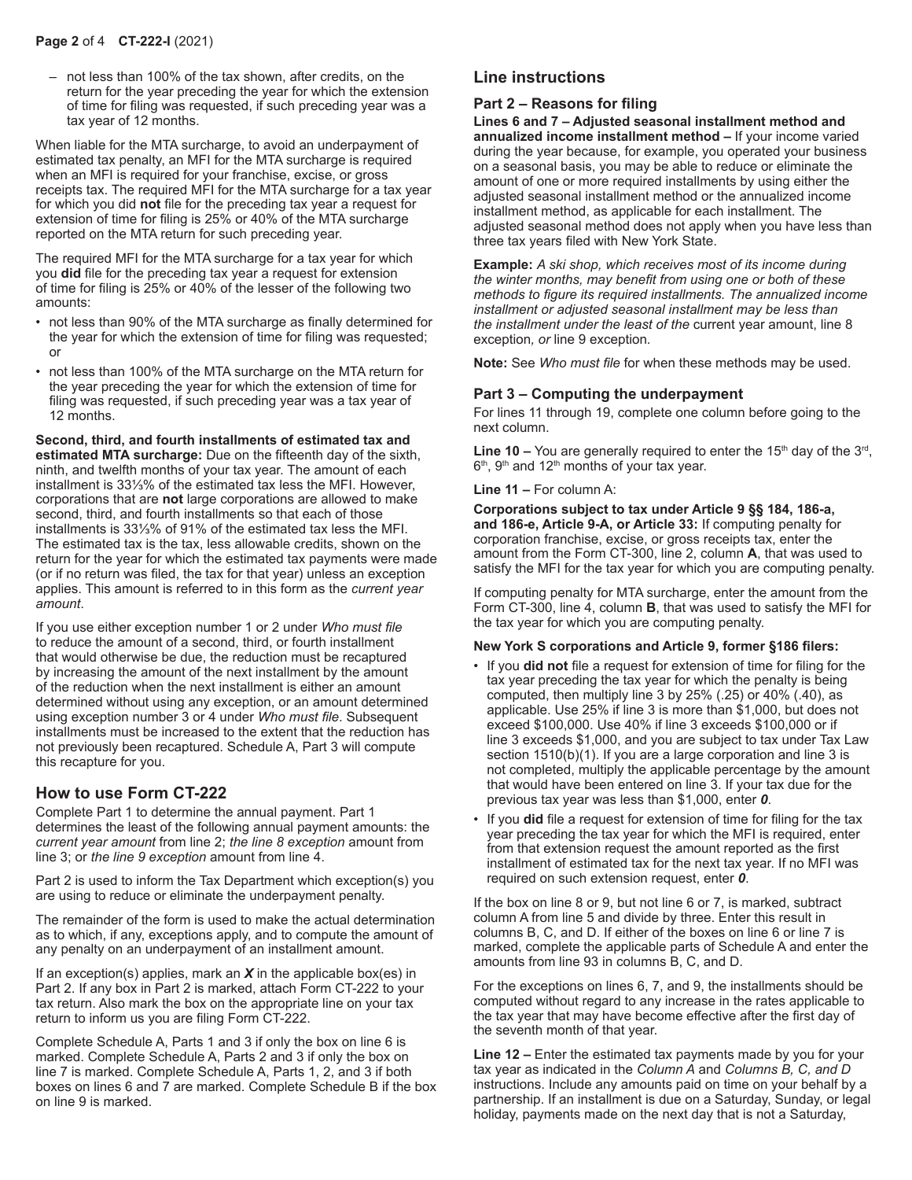– not less than 100% of the tax shown, after credits, on the return for the year preceding the year for which the extension of time for filing was requested, if such preceding year was a tax year of 12 months.

When liable for the MTA surcharge, to avoid an underpayment of estimated tax penalty, an MFI for the MTA surcharge is required when an MFI is required for your franchise, excise, or gross receipts tax. The required MFI for the MTA surcharge for a tax year for which you did **not** file for the preceding tax year a request for extension of time for filing is 25% or 40% of the MTA surcharge reported on the MTA return for such preceding year.

The required MFI for the MTA surcharge for a tax year for which you **did** file for the preceding tax year a request for extension of time for filing is 25% or 40% of the lesser of the following two amounts:

- not less than 90% of the MTA surcharge as finally determined for the year for which the extension of time for filing was requested; or
- not less than 100% of the MTA surcharge on the MTA return for the year preceding the year for which the extension of time for filing was requested, if such preceding year was a tax year of 12 months.

**Second, third, and fourth installments of estimated tax and estimated MTA surcharge:** Due on the fifteenth day of the sixth, ninth, and twelfth months of your tax year. The amount of each installment is 33⅓% of the estimated tax less the MFI. However, corporations that are **not** large corporations are allowed to make second, third, and fourth installments so that each of those installments is 33⅓% of 91% of the estimated tax less the MFI. The estimated tax is the tax, less allowable credits, shown on the return for the year for which the estimated tax payments were made (or if no return was filed, the tax for that year) unless an exception applies. This amount is referred to in this form as the *current year amount*.

If you use either exception number 1 or 2 under *Who must file* to reduce the amount of a second, third, or fourth installment that would otherwise be due, the reduction must be recaptured by increasing the amount of the next installment by the amount of the reduction when the next installment is either an amount determined without using any exception, or an amount determined using exception number 3 or 4 under *Who must file*. Subsequent installments must be increased to the extent that the reduction has not previously been recaptured. Schedule A, Part 3 will compute this recapture for you.

## How to use Form CT-222

Complete Part 1 to determine the annual payment. Part 1 determines the least of the following annual payment amounts: the *current year amount* from line 2; *the line 8 exception* amount from line 3; or *the line 9 exception* amount from line 4.

Part 2 is used to inform the Tax Department which exception(s) you are using to reduce or eliminate the underpayment penalty.

The remainder of the form is used to make the actual determination as to which, if any, exceptions apply, and to compute the amount of any penalty on an underpayment of an installment amount.

If an exception(s) applies, mark an ***X*** in the applicable box(es) in Part 2. If any box in Part 2 is marked, attach Form CT-222 to your tax return. Also mark the box on the appropriate line on your tax return to inform us you are filing Form CT-222.

Complete Schedule A, Parts 1 and 3 if only the box on line 6 is marked. Complete Schedule A, Parts 2 and 3 if only the box on line 7 is marked. Complete Schedule A, Parts 1, 2, and 3 if both boxes on lines 6 and 7 are marked. Complete Schedule B if the box on line 9 is marked.

## Line instructions

### Part 2 – Reasons for filing

**Lines 6 and 7 – Adjusted seasonal installment method and annualized income installment method –** If your income varied during the year because, for example, you operated your business on a seasonal basis, you may be able to reduce or eliminate the amount of one or more required installments by using either the adjusted seasonal installment method or the annualized income installment method, as applicable for each installment. The adjusted seasonal method does not apply when you have less than three tax years filed with New York State.

**Example:** *A ski shop, which receives most of its income during the winter months, may benefit from using one or both of these methods to figure its required installments. The annualized income installment or adjusted seasonal installment may be less than the installment under the least of the* current year amount, line 8 exception*, or* line 9 exception*.*

**Note:** See *Who must file* for when these methods may be used.

### Part 3 – Computing the underpayment

For lines 11 through 19, complete one column before going to the next column.

**Line 10 –** You are generally required to enter the 15th day of the 3rd, 6th, 9th and 12th months of your tax year.

**Line 11 –** For column A:

**Corporations subject to tax under Article 9 §§ 184, 186-a, and 186-e, Article 9-A, or Article 33:** If computing penalty for corporation franchise, excise, or gross receipts tax, enter the amount from the Form CT-300, line 2, column **A**, that was used to satisfy the MFI for the tax year for which you are computing penalty.

If computing penalty for MTA surcharge, enter the amount from the Form CT-300, line 4, column **B**, that was used to satisfy the MFI for the tax year for which you are computing penalty.

**New York S corporations and Article 9, former §186 filers:**

- If you **did not** file a request for extension of time for filing for the tax year preceding the tax year for which the penalty is being computed, then multiply line 3 by 25% (.25) or 40% (.40), as applicable. Use 25% if line 3 is more than $1,000, but does not exceed $100,000. Use 40% if line 3 exceeds $100,000 or if line 3 exceeds $1,000, and you are subject to tax under Tax Law section 1510(b)(1). If you are a large corporation and line 3 is not completed, multiply the applicable percentage by the amount that would have been entered on line 3. If your tax due for the previous tax year was less than $1,000, enter ***0***.
- If you **did** file a request for extension of time for filing for the tax year preceding the tax year for which the MFI is required, enter from that extension request the amount reported as the first installment of estimated tax for the next tax year. If no MFI was required on such extension request, enter ***0***.

If the box on line 8 or 9, but not line 6 or 7, is marked, subtract column A from line 5 and divide by three. Enter this result in columns B, C, and D. If either of the boxes on line 6 or line 7 is marked, complete the applicable parts of Schedule A and enter the amounts from line 93 in columns B, C, and D.

For the exceptions on lines 6, 7, and 9, the installments should be computed without regard to any increase in the rates applicable to the tax year that may have become effective after the first day of the seventh month of that year.

**Line 12 –** Enter the estimated tax payments made by you for your tax year as indicated in the *Column A* and *Columns B, C, and D* instructions. Include any amounts paid on time on your behalf by a partnership. If an installment is due on a Saturday, Sunday, or legal holiday, payments made on the next day that is not a Saturday,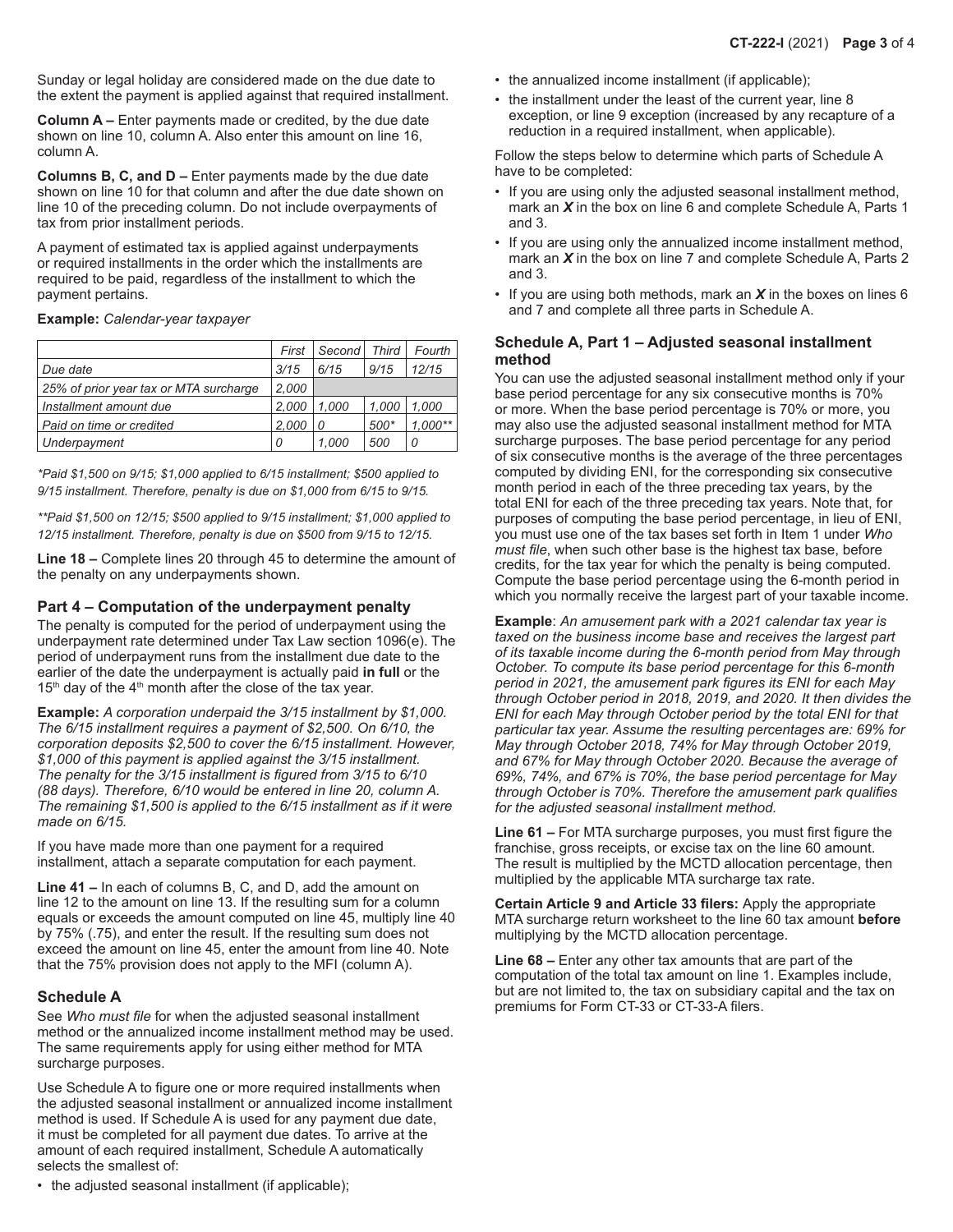Sunday or legal holiday are considered made on the due date to the extent the payment is applied against that required installment.

**Column A –** Enter payments made or credited, by the due date shown on line 10, column A. Also enter this amount on line 16, column A.

**Columns B, C, and D –** Enter payments made by the due date shown on line 10 for that column and after the due date shown on line 10 of the preceding column. Do not include overpayments of tax from prior installment periods.

A payment of estimated tax is applied against underpayments or required installments in the order which the installments are required to be paid, regardless of the installment to which the payment pertains.

**Example:** *Calendar-year taxpayer*

| | First | Second | Third | Fourth |
|---|---|---|---|---|
| *Due date* | *3/15* | *6/15* | *9/15* | *12/15* |
| *25% of prior year tax or MTA surcharge* | *2,000* | | | |
| *Installment amount due* | *2,000* | *1,000* | *1,000* | *1,000* |
| *Paid on time or credited* | *2,000* | *0* | *500\** | *1,000\*\** |
| *Underpayment* | *0* | *1,000* | *500* | *0* |

*\*Paid $1,500 on 9/15; $1,000 applied to 6/15 installment; $500 applied to 9/15 installment. Therefore, penalty is due on $1,000 from 6/15 to 9/15.*

*\*\*Paid $1,500 on 12/15; $500 applied to 9/15 installment; $1,000 applied to 12/15 installment. Therefore, penalty is due on $500 from 9/15 to 12/15.*

**Line 18 –** Complete lines 20 through 45 to determine the amount of the penalty on any underpayments shown.

## Part 4 – Computation of the underpayment penalty

The penalty is computed for the period of underpayment using the underpayment rate determined under Tax Law section 1096(e). The period of underpayment runs from the installment due date to the earlier of the date the underpayment is actually paid **in full** or the 15th day of the 4th month after the close of the tax year.

**Example:** *A corporation underpaid the 3/15 installment by $1,000. The 6/15 installment requires a payment of $2,500. On 6/10, the corporation deposits $2,500 to cover the 6/15 installment. However, $1,000 of this payment is applied against the 3/15 installment. The penalty for the 3/15 installment is figured from 3/15 to 6/10 (88 days). Therefore, 6/10 would be entered in line 20, column A. The remaining $1,500 is applied to the 6/15 installment as if it were made on 6/15.*

If you have made more than one payment for a required installment, attach a separate computation for each payment.

**Line 41 –** In each of columns B, C, and D, add the amount on line 12 to the amount on line 13. If the resulting sum for a column equals or exceeds the amount computed on line 45, multiply line 40 by 75% (.75), and enter the result. If the resulting sum does not exceed the amount on line 45, enter the amount from line 40. Note that the 75% provision does not apply to the MFI (column A).

## Schedule A

See *Who must file* for when the adjusted seasonal installment method or the annualized income installment method may be used. The same requirements apply for using either method for MTA surcharge purposes.

Use Schedule A to figure one or more required installments when the adjusted seasonal installment or annualized income installment method is used. If Schedule A is used for any payment due date, it must be completed for all payment due dates. To arrive at the amount of each required installment, Schedule A automatically selects the smallest of:

- the adjusted seasonal installment (if applicable);
- the annualized income installment (if applicable);
- the installment under the least of the current year, line 8 exception, or line 9 exception (increased by any recapture of a reduction in a required installment, when applicable).

Follow the steps below to determine which parts of Schedule A have to be completed:

- If you are using only the adjusted seasonal installment method, mark an ***X*** in the box on line 6 and complete Schedule A, Parts 1 and 3.
- If you are using only the annualized income installment method, mark an ***X*** in the box on line 7 and complete Schedule A, Parts 2 and 3.
- If you are using both methods, mark an ***X*** in the boxes on lines 6 and 7 and complete all three parts in Schedule A.

### Schedule A, Part 1 – Adjusted seasonal installment method

You can use the adjusted seasonal installment method only if your base period percentage for any six consecutive months is 70% or more. When the base period percentage is 70% or more, you may also use the adjusted seasonal installment method for MTA surcharge purposes. The base period percentage for any period of six consecutive months is the average of the three percentages computed by dividing ENI, for the corresponding six consecutive month period in each of the three preceding tax years, by the total ENI for each of the three preceding tax years. Note that, for purposes of computing the base period percentage, in lieu of ENI, you must use one of the tax bases set forth in Item 1 under *Who must file*, when such other base is the highest tax base, before credits, for the tax year for which the penalty is being computed. Compute the base period percentage using the 6-month period in which you normally receive the largest part of your taxable income.

**Example**: *An amusement park with a 2021 calendar tax year is taxed on the business income base and receives the largest part of its taxable income during the 6-month period from May through October. To compute its base period percentage for this 6-month period in 2021, the amusement park figures its ENI for each May through October period in 2018, 2019, and 2020. It then divides the ENI for each May through October period by the total ENI for that particular tax year. Assume the resulting percentages are: 69% for May through October 2018, 74% for May through October 2019, and 67% for May through October 2020. Because the average of 69%, 74%, and 67% is 70%, the base period percentage for May through October is 70%. Therefore the amusement park qualifies for the adjusted seasonal installment method.*

**Line 61 –** For MTA surcharge purposes, you must first figure the franchise, gross receipts, or excise tax on the line 60 amount. The result is multiplied by the MCTD allocation percentage, then multiplied by the applicable MTA surcharge tax rate.

**Certain Article 9 and Article 33 filers:** Apply the appropriate MTA surcharge return worksheet to the line 60 tax amount **before** multiplying by the MCTD allocation percentage.

**Line 68 –** Enter any other tax amounts that are part of the computation of the total tax amount on line 1. Examples include, but are not limited to, the tax on subsidiary capital and the tax on premiums for Form CT-33 or CT-33-A filers.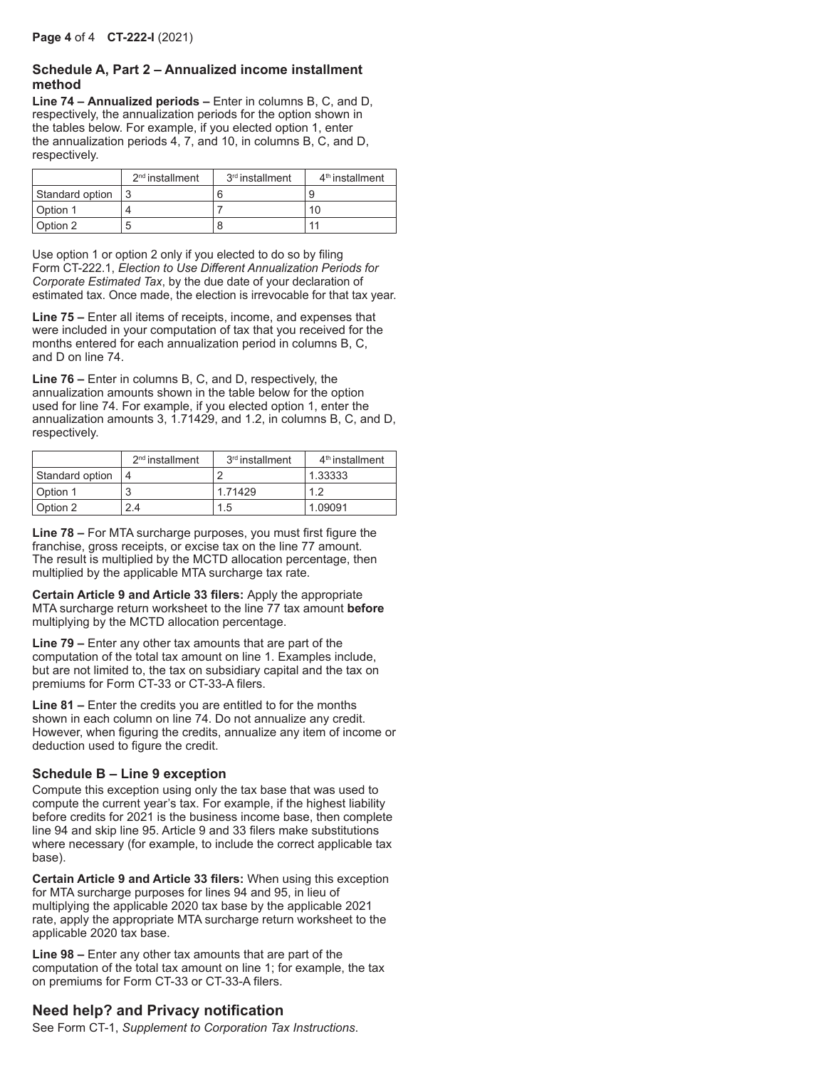## Schedule A, Part 2 – Annualized income installment method

**Line 74 – Annualized periods –** Enter in columns B, C, and D, respectively, the annualization periods for the option shown in the tables below. For example, if you elected option 1, enter the annualization periods 4, 7, and 10, in columns B, C, and D, respectively.

| | 2nd installment | 3rd installment | 4th installment |
|---|---|---|---|
| Standard option | 3 | 6 | 9 |
| Option 1 | 4 | 7 | 10 |
| Option 2 | 5 | 8 | 11 |

Use option 1 or option 2 only if you elected to do so by filing Form CT-222.1, *Election to Use Different Annualization Periods for Corporate Estimated Tax*, by the due date of your declaration of estimated tax. Once made, the election is irrevocable for that tax year.

**Line 75 –** Enter all items of receipts, income, and expenses that were included in your computation of tax that you received for the months entered for each annualization period in columns B, C, and D on line 74.

**Line 76 –** Enter in columns B, C, and D, respectively, the annualization amounts shown in the table below for the option used for line 74. For example, if you elected option 1, enter the annualization amounts 3, 1.71429, and 1.2, in columns B, C, and D, respectively.

| | 2nd installment | 3rd installment | 4th installment |
|---|---|---|---|
| Standard option | 4 | 2 | 1.33333 |
| Option 1 | 3 | 1.71429 | 1.2 |
| Option 2 | 2.4 | 1.5 | 1.09091 |

**Line 78 –** For MTA surcharge purposes, you must first figure the franchise, gross receipts, or excise tax on the line 77 amount. The result is multiplied by the MCTD allocation percentage, then multiplied by the applicable MTA surcharge tax rate.

**Certain Article 9 and Article 33 filers:** Apply the appropriate MTA surcharge return worksheet to the line 77 tax amount **before** multiplying by the MCTD allocation percentage.

**Line 79 –** Enter any other tax amounts that are part of the computation of the total tax amount on line 1. Examples include, but are not limited to, the tax on subsidiary capital and the tax on premiums for Form CT-33 or CT-33-A filers.

**Line 81 –** Enter the credits you are entitled to for the months shown in each column on line 74. Do not annualize any credit. However, when figuring the credits, annualize any item of income or deduction used to figure the credit.

## Schedule B – Line 9 exception

Compute this exception using only the tax base that was used to compute the current year's tax. For example, if the highest liability before credits for 2021 is the business income base, then complete line 94 and skip line 95. Article 9 and 33 filers make substitutions where necessary (for example, to include the correct applicable tax base).

**Certain Article 9 and Article 33 filers:** When using this exception for MTA surcharge purposes for lines 94 and 95, in lieu of multiplying the applicable 2020 tax base by the applicable 2021 rate, apply the appropriate MTA surcharge return worksheet to the applicable 2020 tax base.

**Line 98 –** Enter any other tax amounts that are part of the computation of the total tax amount on line 1; for example, the tax on premiums for Form CT-33 or CT-33-A filers.

## Need help? and Privacy notification

See Form CT-1, *Supplement to Corporation Tax Instructions*.